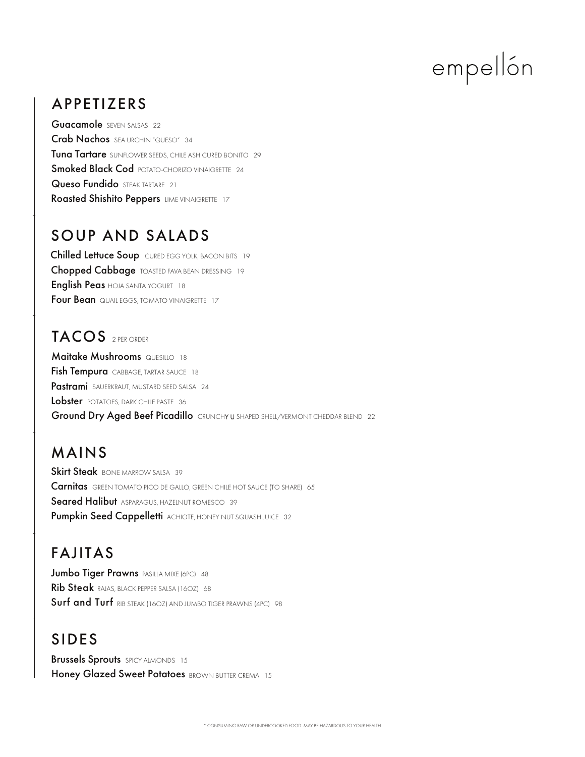# empellón

## APPETIZERS

**Guacamole** SEVEN SALSAS 22
**Crab Nachos** SEA URCHIN "QUESO" 34
**Tuna Tartare** SUNFLOWER SEEDS, CHILE ASH CURED BONITO 29
**Smoked Black Cod** POTATO-CHORIZO VINAIGRETTE 24
**Queso Fundido** STEAK TARTARE 21
**Roasted Shishito Peppers** LIME VINAIGRETTE 17

## SOUP AND SALADS

**Chilled Lettuce Soup** CURED EGG YOLK, BACON BITS 19
**Chopped Cabbage** TOASTED FAVA BEAN DRESSING 19
**English Peas** HOJA SANTA YOGURT 18
**Four Bean** QUAIL EGGS, TOMATO VINAIGRETTE 17

## TACOS 2 PER ORDER

**Maitake Mushrooms** QUESILLO 18
**Fish Tempura** CABBAGE, TARTAR SAUCE 18
**Pastrami** SAUERKRAUT, MUSTARD SEED SALSA 24
**Lobster** POTATOES, DARK CHILE PASTE 36
**Ground Dry Aged Beef Picadillo** CRUNCHY U SHAPED SHELL/VERMONT CHEDDAR BLEND 22

## MAINS

**Skirt Steak** BONE MARROW SALSA 39
**Carnitas** GREEN TOMATO PICO DE GALLO, GREEN CHILE HOT SAUCE (TO SHARE) 65
**Seared Halibut** ASPARAGUS, HAZELNUT ROMESCO 39
**Pumpkin Seed Cappelletti** ACHIOTE, HONEY NUT SQUASH JUICE 32

## FAJITAS

**Jumbo Tiger Prawns** PASILLA MIXE (6PC) 48
**Rib Steak** RAJAS, BLACK PEPPER SALSA (16OZ) 68
**Surf and Turf** RIB STEAK (16OZ) AND JUMBO TIGER PRAWNS (4PC) 98

## SIDES

**Brussels Sprouts** SPICY ALMONDS 15
**Honey Glazed Sweet Potatoes** BROWN BUTTER CREMA 15

* CONSUMING RAW OR UNDERCOOKED FOOD MAY BE HAZARDOUS TO YOUR HEALTH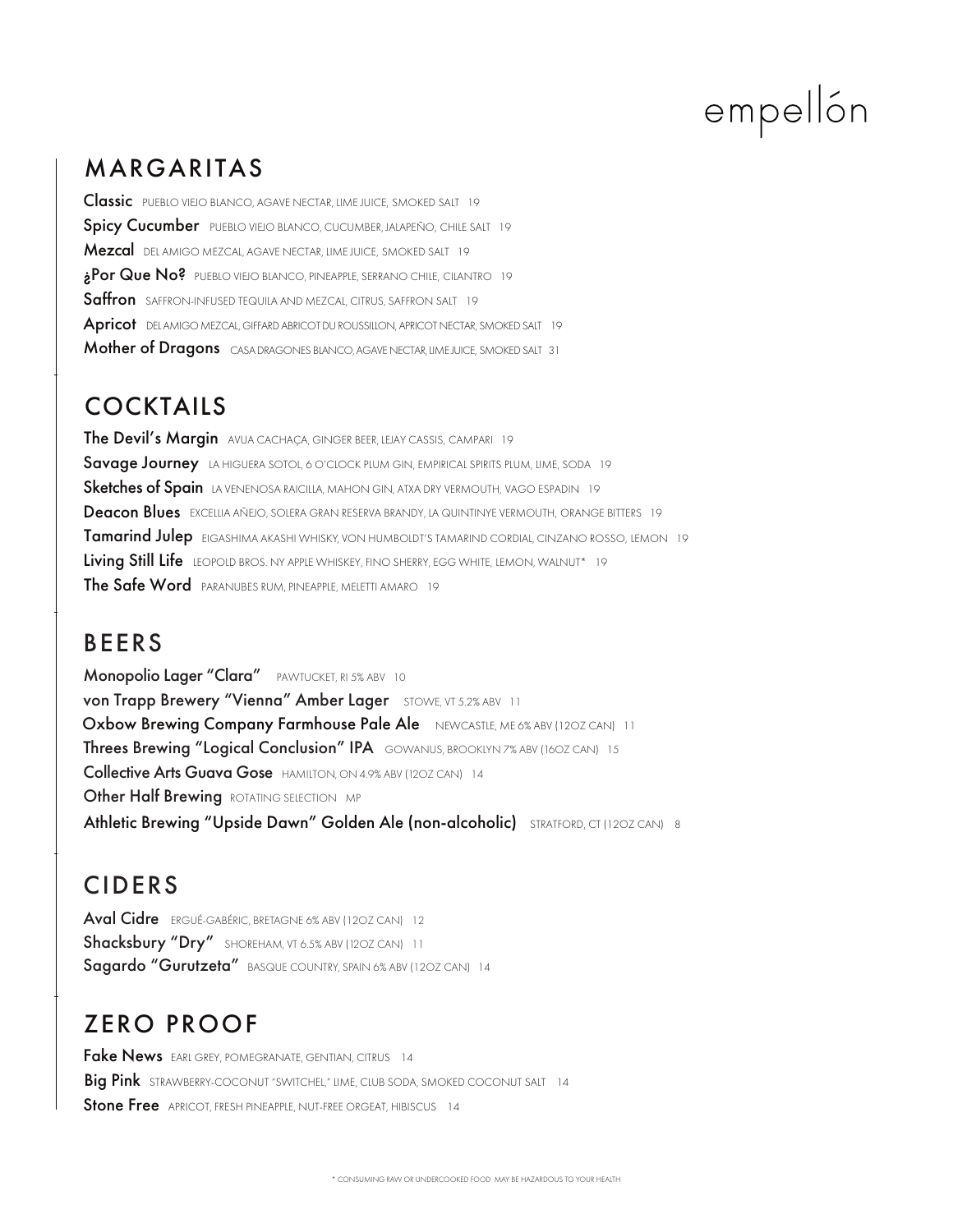# empellón

## MARGARITAS

**Classic** PUEBLO VIEJO BLANCO, AGAVE NECTAR, LIME JUICE, SMOKED SALT 19

**Spicy Cucumber** PUEBLO VIEJO BLANCO, CUCUMBER, JALAPEÑO, CHILE SALT 19

**Mezcal** DEL AMIGO MEZCAL, AGAVE NECTAR, LIME JUICE, SMOKED SALT 19

**¿Por Que No?** PUEBLO VIEJO BLANCO, PINEAPPLE, SERRANO CHILE, CILANTRO 19

**Saffron** SAFFRON-INFUSED TEQUILA AND MEZCAL, CITRUS, SAFFRON SALT 19

**Apricot** DEL AMIGO MEZCAL, GIFFARD ABRICOT DU ROUSSILLON, APRICOT NECTAR, SMOKED SALT 19

**Mother of Dragons** CASA DRAGONES BLANCO, AGAVE NECTAR, LIME JUICE, SMOKED SALT 31

## COCKTAILS

**The Devil's Margin** AVUA CACHAÇA, GINGER BEER, LEJAY CASSIS, CAMPARI 19

**Savage Journey** LA HIGUERA SOTOL, 6 O'CLOCK PLUM GIN, EMPIRICAL SPIRITS PLUM, LIME, SODA 19

**Sketches of Spain** LA VENENOSA RAICILLA, MAHON GIN, ATXA DRY VERMOUTH, VAGO ESPADIN 19

**Deacon Blues** EXCELLIA AÑEJO, SOLERA GRAN RESERVA BRANDY, LA QUINTINYE VERMOUTH, ORANGE BITTERS 19

**Tamarind Julep** EIGASHIMA AKASHI WHISKY, VON HUMBOLDT'S TAMARIND CORDIAL, CINZANO ROSSO, LEMON 19

**Living Still Life** LEOPOLD BROS. NY APPLE WHISKEY, FINO SHERRY, EGG WHITE, LEMON, WALNUT* 19

**The Safe Word** PARANUBES RUM, PINEAPPLE, MELETTI AMARO 19

## BEERS

**Monopolio Lager "Clara"** PAWTUCKET, RI 5% ABV 10

**von Trapp Brewery "Vienna" Amber Lager** STOWE, VT 5.2% ABV 11

**Oxbow Brewing Company Farmhouse Pale Ale** NEWCASTLE, ME 6% ABV (12OZ CAN) 11

**Threes Brewing "Logical Conclusion" IPA** GOWANUS, BROOKLYN 7% ABV (16OZ CAN) 15

**Collective Arts Guava Gose** HAMILTON, ON 4.9% ABV (12OZ CAN) 14

**Other Half Brewing** ROTATING SELECTION MP

**Athletic Brewing "Upside Dawn" Golden Ale (non-alcoholic)** STRATFORD, CT (12OZ CAN) 8

## CIDERS

**Aval Cidre** ERGUÉ-GABÉRIC, BRETAGNE 6% ABV (12OZ CAN) 12

**Shacksbury "Dry"** SHOREHAM, VT 6.5% ABV (12OZ CAN) 11

**Sagardo "Gurutzeta"** BASQUE COUNTRY, SPAIN 6% ABV (12OZ CAN) 14

## ZERO PROOF

**Fake News** EARL GREY, POMEGRANATE, GENTIAN, CITRUS 14

**Big Pink** STRAWBERRY-COCONUT "SWITCHEL," LIME, CLUB SODA, SMOKED COCONUT SALT 14

**Stone Free** APRICOT, FRESH PINEAPPLE, NUT-FREE ORGEAT, HIBISCUS 14

* CONSUMING RAW OR UNDERCOOKED FOOD MAY BE HAZARDOUS TO YOUR HEALTH